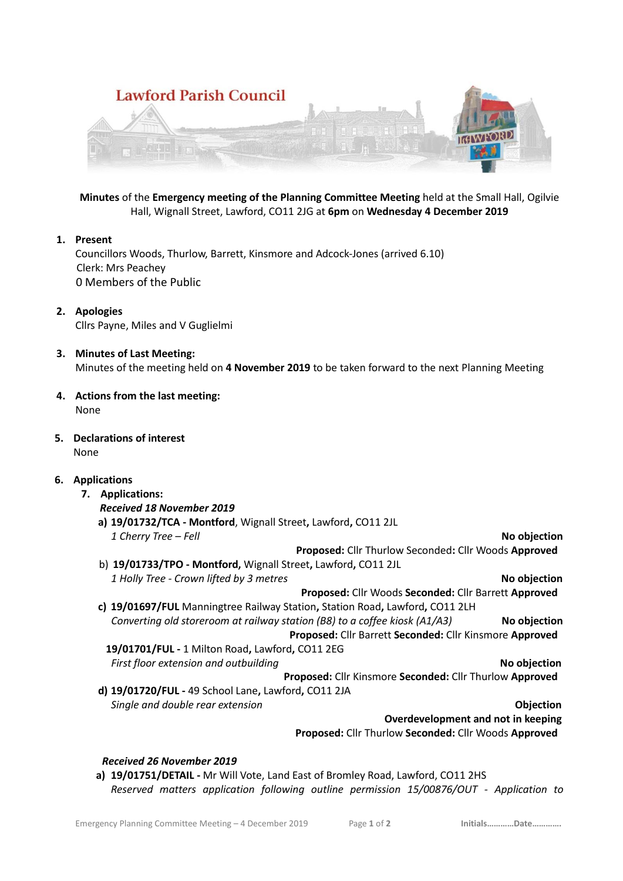# Lawford Parish Council

**Minutes** of the **Emergency meeting of the Planning Committee Meeting** held at the Small Hall, Ogilvie Hall, Wignall Street, Lawford, CO11 2JG at **6pm** on **Wednesday 4 December 2019**

1. **Present**
   Councillors Woods, Thurlow, Barrett, Kinsmore and Adcock-Jones (arrived 6.10)
   Clerk: Mrs Peachey
   0 Members of the Public

2. **Apologies**
   Cllrs Payne, Miles and V Guglielmi

3. **Minutes of Last Meeting:**
   Minutes of the meeting held on **4 November 2019** to be taken forward to the next Planning Meeting

4. **Actions from the last meeting:**
   None

5. **Declarations of interest**
   None

6. **Applications**
   7. **Applications:**

   ***Received 18 November 2019***

   **a) 19/01732/TCA - Montford**, Wignall Street, Lawford**,** CO11 2JL
   *1 Cherry Tree – Fell* — **No objection**
   **Proposed:** Cllr Thurlow Seconded**:** Cllr Woods **Approved**

   b) **19/01733/TPO - Montford,** Wignall Street, Lawford**,** CO11 2JL
   *1 Holly Tree - Crown lifted by 3 metres* — **No objection**
   **Proposed:** Cllr Woods **Seconded:** Cllr Barrett **Approved**

   **c) 19/01697/FUL** Manningtree Railway Station**,** Station Road, Lawford**,** CO11 2LH
   *Converting old storeroom at railway station (B8) to a coffee kiosk (A1/A3)* — **No objection**
   **Proposed:** Cllr Barrett **Seconded:** Cllr Kinsmore **Approved**

   **19/01701/FUL -** 1 Milton Road**,** Lawford**,** CO11 2EG
   *First floor extension and outbuilding* — **No objection**
   **Proposed:** Cllr Kinsmore **Seconded:** Cllr Thurlow **Approved**

   **d) 19/01720/FUL -** 49 School Lane**,** Lawford**,** CO11 2JA
   *Single and double rear extension* — **Objection**
   **Overdevelopment and not in keeping**
   **Proposed:** Cllr Thurlow **Seconded:** Cllr Woods **Approved**

   ***Received 26 November 2019***

   **a) 19/01751/DETAIL -** Mr Will Vote, Land East of Bromley Road, Lawford, CO11 2HS
   *Reserved matters application following outline permission 15/00876/OUT - Application to*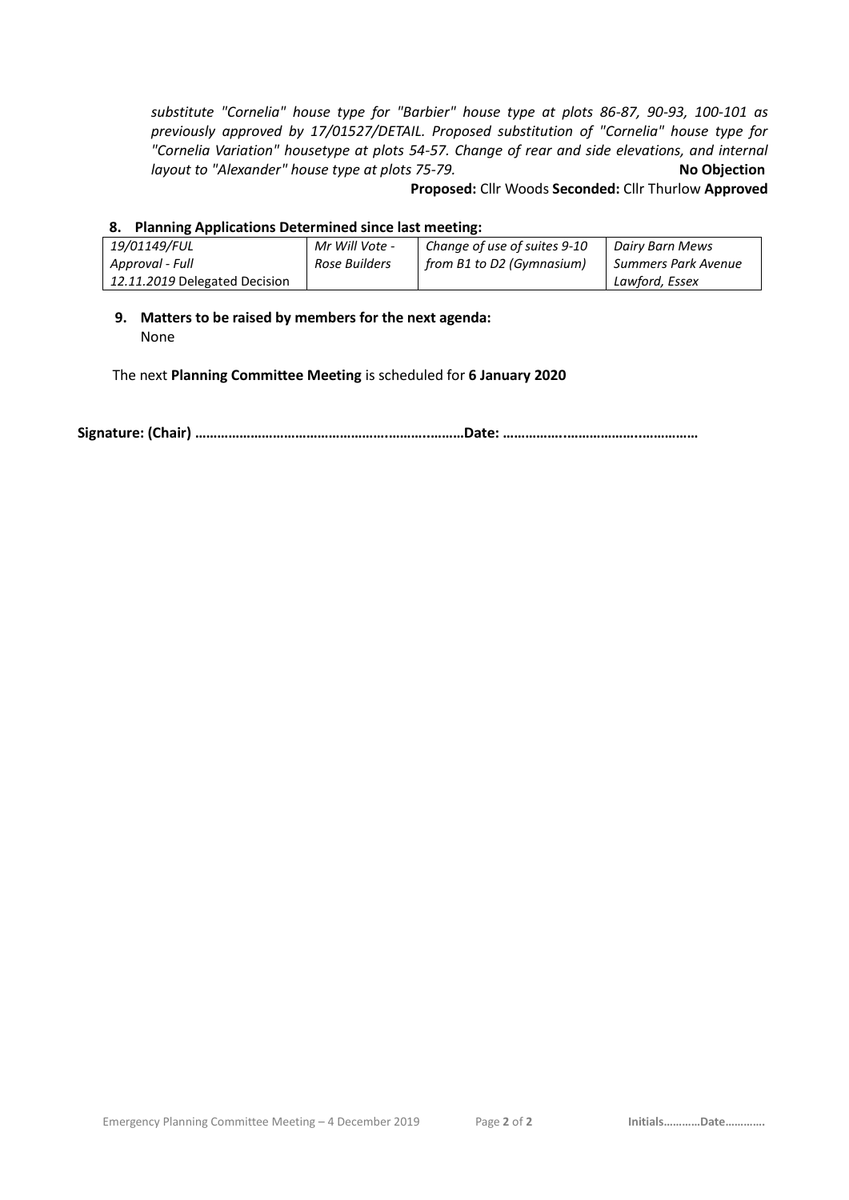*substitute "Cornelia" house type for "Barbier" house type at plots 86-87, 90-93, 100-101 as previously approved by 17/01527/DETAIL. Proposed substitution of "Cornelia" house type for "Cornelia Variation" housetype at plots 54-57. Change of rear and side elevations, and internal layout to "Alexander" house type at plots 75-79.* **No Objection**

**Proposed:** Cllr Woods **Seconded:** Cllr Thurlow **Approved**

**8. Planning Applications Determined since last meeting:**

| | | | |
|---|---|---|---|
| *19/01149/FUL*<br>*Approval - Full*<br>*12.11.2019* Delegated Decision | *Mr Will Vote - Rose Builders* | *Change of use of suites 9-10 from B1 to D2 (Gymnasium)* | *Dairy Barn Mews*<br>*Summers Park Avenue*<br>*Lawford, Essex* |

**9. Matters to be raised by members for the next agenda:**

None

The next **Planning Committee Meeting** is scheduled for **6 January 2020**

**Signature: (Chair) ……………………………………………..……..………Date: ……………..……………...……………**